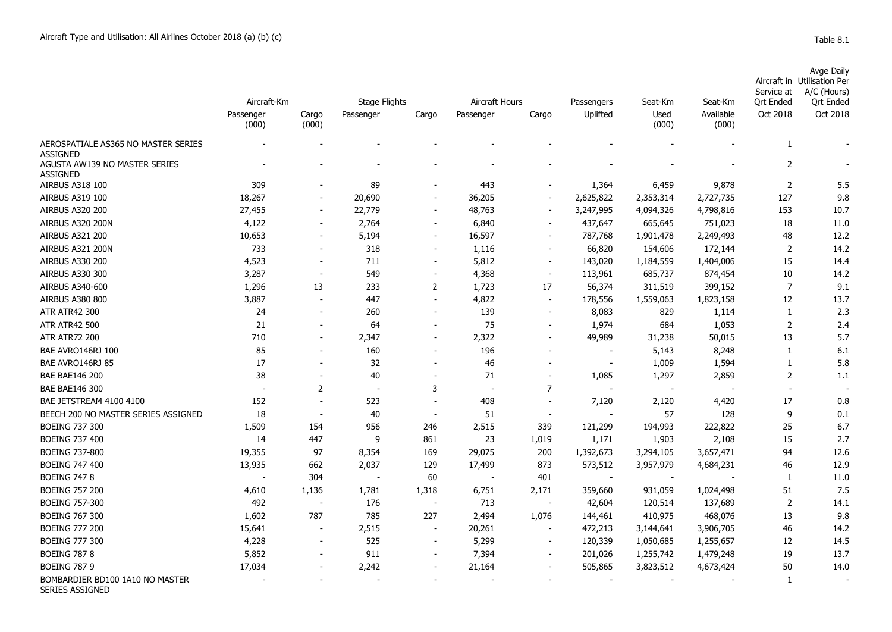Aircraft Type and Utilisation: All Airlines October 2018 (a) (b) (c)

Table 8.1

| | Aircraft-Km | | Stage Flights | | Aircraft Hours | | Passengers | Seat-Km | Seat-Km | Aircraft in Service at Qrt Ended | Avge Daily Utilisation Per A/C (Hours) Qrt Ended |
|---|---|---|---|---|---|---|---|---|---|---|---|
| | Passenger (000) | Cargo (000) | Passenger | Cargo | Passenger | Cargo | Uplifted | Used (000) | Available (000) | Oct 2018 | Oct 2018 |
| AEROSPATIALE AS365 NO MASTER SERIES ASSIGNED | - | - | - | - | - | - | - | - | - | 1 | - |
| AGUSTA AW139 NO MASTER SERIES ASSIGNED | - | - | - | - | - | - | - | - | - | 2 | - |
| AIRBUS A318 100 | 309 | - | 89 | - | 443 | - | 1,364 | 6,459 | 9,878 | 2 | 5.5 |
| AIRBUS A319 100 | 18,267 | - | 20,690 | - | 36,205 | - | 2,625,822 | 2,353,314 | 2,727,735 | 127 | 9.8 |
| AIRBUS A320 200 | 27,455 | - | 22,779 | - | 48,763 | - | 3,247,995 | 4,094,326 | 4,798,816 | 153 | 10.7 |
| AIRBUS A320 200N | 4,122 | - | 2,764 | - | 6,840 | - | 437,647 | 665,645 | 751,023 | 18 | 11.0 |
| AIRBUS A321 200 | 10,653 | - | 5,194 | - | 16,597 | - | 787,768 | 1,901,478 | 2,249,493 | 48 | 12.2 |
| AIRBUS A321 200N | 733 | - | 318 | - | 1,116 | - | 66,820 | 154,606 | 172,144 | 2 | 14.2 |
| AIRBUS A330 200 | 4,523 | - | 711 | - | 5,812 | - | 143,020 | 1,184,559 | 1,404,006 | 15 | 14.4 |
| AIRBUS A330 300 | 3,287 | - | 549 | - | 4,368 | - | 113,961 | 685,737 | 874,454 | 10 | 14.2 |
| AIRBUS A340-600 | 1,296 | 13 | 233 | 2 | 1,723 | 17 | 56,374 | 311,519 | 399,152 | 7 | 9.1 |
| AIRBUS A380 800 | 3,887 | - | 447 | - | 4,822 | - | 178,556 | 1,559,063 | 1,823,158 | 12 | 13.7 |
| ATR ATR42 300 | 24 | - | 260 | - | 139 | - | 8,083 | 829 | 1,114 | 1 | 2.3 |
| ATR ATR42 500 | 21 | - | 64 | - | 75 | - | 1,974 | 684 | 1,053 | 2 | 2.4 |
| ATR ATR72 200 | 710 | - | 2,347 | - | 2,322 | - | 49,989 | 31,238 | 50,015 | 13 | 5.7 |
| BAE AVRO146RJ 100 | 85 | - | 160 | - | 196 | - | - | 5,143 | 8,248 | 1 | 6.1 |
| BAE AVRO146RJ 85 | 17 | - | 32 | - | 46 | - | - | 1,009 | 1,594 | 1 | 5.8 |
| BAE BAE146 200 | 38 | - | 40 | - | 71 | - | 1,085 | 1,297 | 2,859 | 2 | 1.1 |
| BAE BAE146 300 | - | 2 | - | 3 | - | 7 | - | - | - | - | - |
| BAE JETSTREAM 4100 4100 | 152 | - | 523 | - | 408 | - | 7,120 | 2,120 | 4,420 | 17 | 0.8 |
| BEECH 200 NO MASTER SERIES ASSIGNED | 18 | - | 40 | - | 51 | - | - | 57 | 128 | 9 | 0.1 |
| BOEING 737 300 | 1,509 | 154 | 956 | 246 | 2,515 | 339 | 121,299 | 194,993 | 222,822 | 25 | 6.7 |
| BOEING 737 400 | 14 | 447 | 9 | 861 | 23 | 1,019 | 1,171 | 1,903 | 2,108 | 15 | 2.7 |
| BOEING 737-800 | 19,355 | 97 | 8,354 | 169 | 29,075 | 200 | 1,392,673 | 3,294,105 | 3,657,471 | 94 | 12.6 |
| BOEING 747 400 | 13,935 | 662 | 2,037 | 129 | 17,499 | 873 | 573,512 | 3,957,979 | 4,684,231 | 46 | 12.9 |
| BOEING 747 8 | - | 304 | - | 60 | - | 401 | - | - | - | 1 | 11.0 |
| BOEING 757 200 | 4,610 | 1,136 | 1,781 | 1,318 | 6,751 | 2,171 | 359,660 | 931,059 | 1,024,498 | 51 | 7.5 |
| BOEING 757-300 | 492 | - | 176 | - | 713 | - | 42,604 | 120,514 | 137,689 | 2 | 14.1 |
| BOEING 767 300 | 1,602 | 787 | 785 | 227 | 2,494 | 1,076 | 144,461 | 410,975 | 468,076 | 13 | 9.8 |
| BOEING 777 200 | 15,641 | - | 2,515 | - | 20,261 | - | 472,213 | 3,144,641 | 3,906,705 | 46 | 14.2 |
| BOEING 777 300 | 4,228 | - | 525 | - | 5,299 | - | 120,339 | 1,050,685 | 1,255,657 | 12 | 14.5 |
| BOEING 787 8 | 5,852 | - | 911 | - | 7,394 | - | 201,026 | 1,255,742 | 1,479,248 | 19 | 13.7 |
| BOEING 787 9 | 17,034 | - | 2,242 | - | 21,164 | - | 505,865 | 3,823,512 | 4,673,424 | 50 | 14.0 |
| BOMBARDIER BD100 1A10 NO MASTER SERIES ASSIGNED | - | - | - | - | - | - | - | - | - | 1 | - |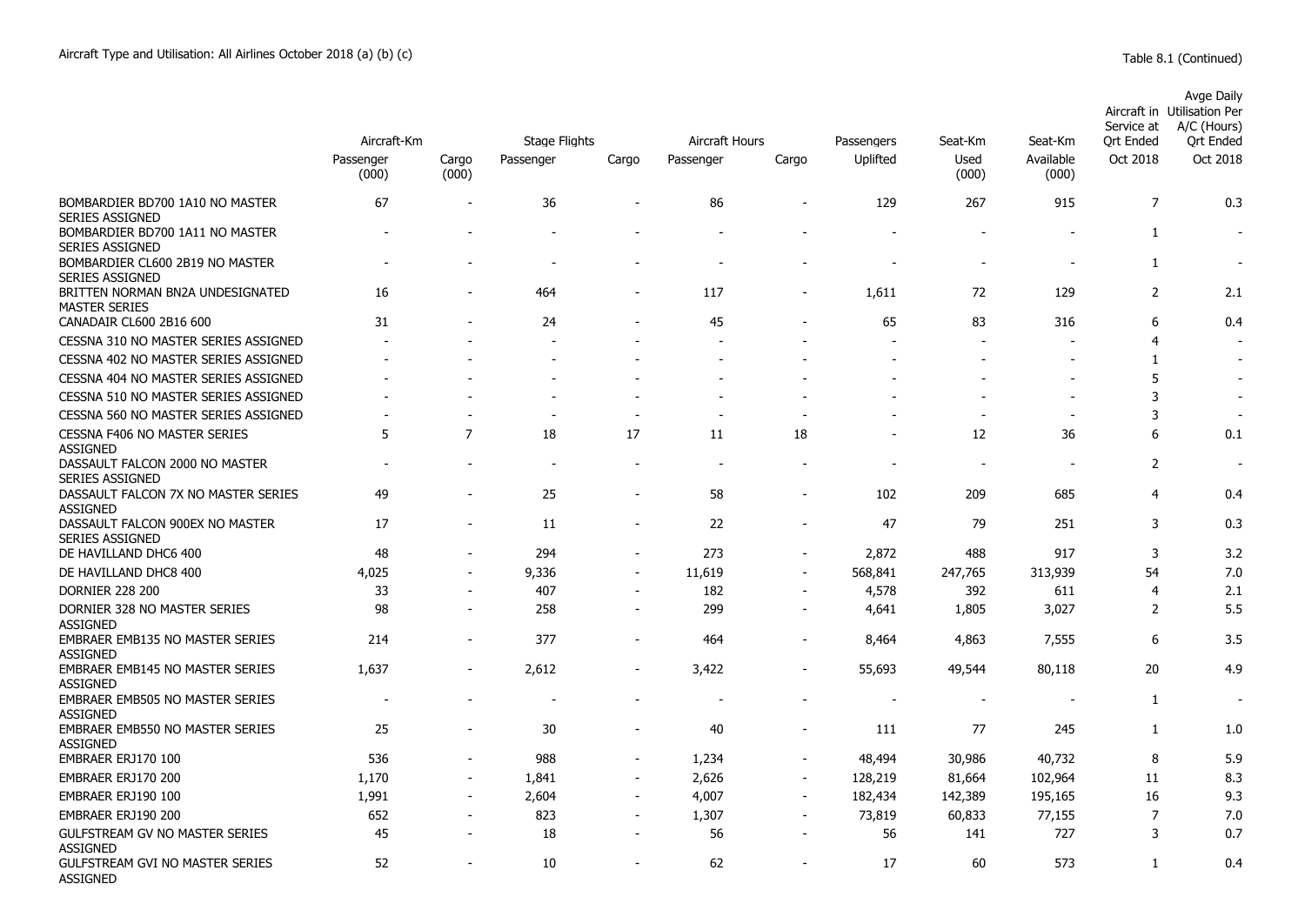Aircraft Type and Utilisation: All Airlines October 2018 (a) (b) (c)

Table 8.1 (Continued)

| | Aircraft-Km | | Stage Flights | | Aircraft Hours | | Passengers | Seat-Km | Seat-Km | Aircraft in Service at Qrt Ended | Avge Daily Utilisation Per A/C (Hours) Qrt Ended |
|---|---|---|---|---|---|---|---|---|---|---|---|
| | Passenger (000) | Cargo (000) | Passenger | Cargo | Passenger | Cargo | Uplifted | Used (000) | Available (000) | Oct 2018 | Oct 2018 |
| BOMBARDIER BD700 1A10 NO MASTER SERIES ASSIGNED | 67 | - | 36 | - | 86 | - | 129 | 267 | 915 | 7 | 0.3 |
| BOMBARDIER BD700 1A11 NO MASTER SERIES ASSIGNED | - | - | - | - | - | - | - | - | - | 1 | - |
| BOMBARDIER CL600 2B19 NO MASTER SERIES ASSIGNED | - | - | - | - | - | - | - | - | - | 1 | - |
| BRITTEN NORMAN BN2A UNDESIGNATED MASTER SERIES | 16 | - | 464 | - | 117 | - | 1,611 | 72 | 129 | 2 | 2.1 |
| CANADAIR CL600 2B16 600 | 31 | - | 24 | - | 45 | - | 65 | 83 | 316 | 6 | 0.4 |
| CESSNA 310 NO MASTER SERIES ASSIGNED | - | - | - | - | - | - | - | - | - | 4 | - |
| CESSNA 402 NO MASTER SERIES ASSIGNED | - | - | - | - | - | - | - | - | - | 1 | - |
| CESSNA 404 NO MASTER SERIES ASSIGNED | - | - | - | - | - | - | - | - | - | 5 | - |
| CESSNA 510 NO MASTER SERIES ASSIGNED | - | - | - | - | - | - | - | - | - | 3 | - |
| CESSNA 560 NO MASTER SERIES ASSIGNED | - | - | - | - | - | - | - | - | - | 3 | - |
| CESSNA F406 NO MASTER SERIES ASSIGNED | 5 | 7 | 18 | 17 | 11 | 18 | - | 12 | 36 | 6 | 0.1 |
| DASSAULT FALCON 2000 NO MASTER SERIES ASSIGNED | - | - | - | - | - | - | - | - | - | 2 | - |
| DASSAULT FALCON 7X NO MASTER SERIES ASSIGNED | 49 | - | 25 | - | 58 | - | 102 | 209 | 685 | 4 | 0.4 |
| DASSAULT FALCON 900EX NO MASTER SERIES ASSIGNED | 17 | - | 11 | - | 22 | - | 47 | 79 | 251 | 3 | 0.3 |
| DE HAVILLAND DHC6 400 | 48 | - | 294 | - | 273 | - | 2,872 | 488 | 917 | 3 | 3.2 |
| DE HAVILLAND DHC8 400 | 4,025 | - | 9,336 | - | 11,619 | - | 568,841 | 247,765 | 313,939 | 54 | 7.0 |
| DORNIER 228 200 | 33 | - | 407 | - | 182 | - | 4,578 | 392 | 611 | 4 | 2.1 |
| DORNIER 328 NO MASTER SERIES ASSIGNED | 98 | - | 258 | - | 299 | - | 4,641 | 1,805 | 3,027 | 2 | 5.5 |
| EMBRAER EMB135 NO MASTER SERIES ASSIGNED | 214 | - | 377 | - | 464 | - | 8,464 | 4,863 | 7,555 | 6 | 3.5 |
| EMBRAER EMB145 NO MASTER SERIES ASSIGNED | 1,637 | - | 2,612 | - | 3,422 | - | 55,693 | 49,544 | 80,118 | 20 | 4.9 |
| EMBRAER EMB505 NO MASTER SERIES ASSIGNED | - | - | - | - | - | - | - | - | - | 1 | - |
| EMBRAER EMB550 NO MASTER SERIES ASSIGNED | 25 | - | 30 | - | 40 | - | 111 | 77 | 245 | 1 | 1.0 |
| EMBRAER ERJ170 100 | 536 | - | 988 | - | 1,234 | - | 48,494 | 30,986 | 40,732 | 8 | 5.9 |
| EMBRAER ERJ170 200 | 1,170 | - | 1,841 | - | 2,626 | - | 128,219 | 81,664 | 102,964 | 11 | 8.3 |
| EMBRAER ERJ190 100 | 1,991 | - | 2,604 | - | 4,007 | - | 182,434 | 142,389 | 195,165 | 16 | 9.3 |
| EMBRAER ERJ190 200 | 652 | - | 823 | - | 1,307 | - | 73,819 | 60,833 | 77,155 | 7 | 7.0 |
| GULFSTREAM GV NO MASTER SERIES ASSIGNED | 45 | - | 18 | - | 56 | - | 56 | 141 | 727 | 3 | 0.7 |
| GULFSTREAM GVI NO MASTER SERIES ASSIGNED | 52 | - | 10 | - | 62 | - | 17 | 60 | 573 | 1 | 0.4 |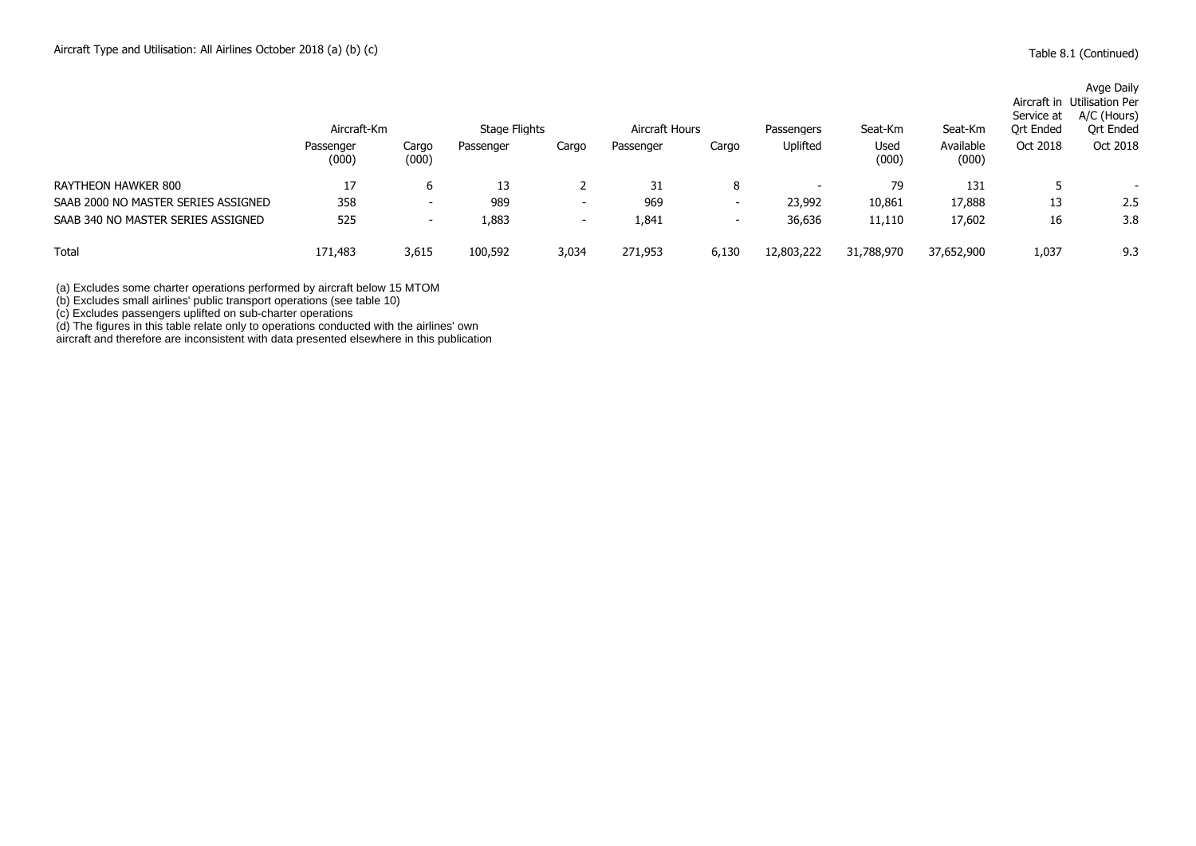Aircraft Type and Utilisation: All Airlines October 2018 (a) (b) (c)

Table 8.1 (Continued)

| | Aircraft-Km | | Stage Flights | | Aircraft Hours | | Passengers | Seat-Km | Seat-Km | Aircraft in Service at Qrt Ended | Avge Daily Utilisation Per A/C (Hours) Qrt Ended |
|---|---|---|---|---|---|---|---|---|---|---|---|
| | Passenger (000) | Cargo (000) | Passenger | Cargo | Passenger | Cargo | Uplifted | Used (000) | Available (000) | Oct 2018 | Oct 2018 |
| RAYTHEON HAWKER 800 | 17 | 6 | 13 | 2 | 31 | 8 | - | 79 | 131 | 5 | - |
| SAAB 2000 NO MASTER SERIES ASSIGNED | 358 | - | 989 | - | 969 | - | 23,992 | 10,861 | 17,888 | 13 | 2.5 |
| SAAB 340 NO MASTER SERIES ASSIGNED | 525 | - | 1,883 | - | 1,841 | - | 36,636 | 11,110 | 17,602 | 16 | 3.8 |
| Total | 171,483 | 3,615 | 100,592 | 3,034 | 271,953 | 6,130 | 12,803,222 | 31,788,970 | 37,652,900 | 1,037 | 9.3 |

(a) Excludes some charter operations performed by aircraft below 15 MTOM
(b) Excludes small airlines' public transport operations (see table 10)
(c) Excludes passengers uplifted on sub-charter operations
(d) The figures in this table relate only to operations conducted with the airlines' own aircraft and therefore are inconsistent with data presented elsewhere in this publication